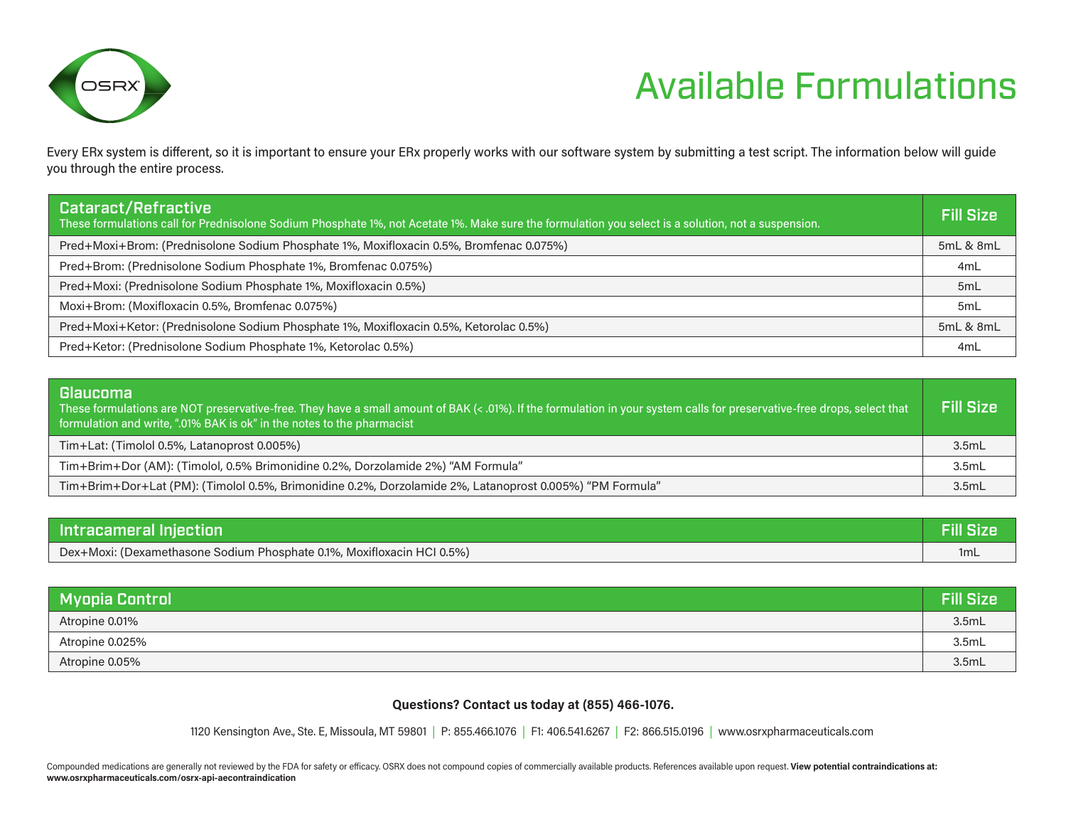# Available Formulations

Every ERx system is different, so it is important to ensure your ERx properly works with our software system by submitting a test script. The information below will guide you through the entire process.

| Cataract/Refractive<br>These formulations call for Prednisolone Sodium Phosphate 1%, not Acetate 1%. Make sure the formulation you select is a solution, not a suspension. | Fill Size |
| --- | --- |
| Pred+Moxi+Brom: (Prednisolone Sodium Phosphate 1%, Moxifloxacin 0.5%, Bromfenac 0.075%) | 5mL & 8mL |
| Pred+Brom: (Prednisolone Sodium Phosphate 1%, Bromfenac 0.075%) | 4mL |
| Pred+Moxi: (Prednisolone Sodium Phosphate 1%, Moxifloxacin 0.5%) | 5mL |
| Moxi+Brom: (Moxifloxacin 0.5%, Bromfenac 0.075%) | 5mL |
| Pred+Moxi+Ketor: (Prednisolone Sodium Phosphate 1%, Moxifloxacin 0.5%, Ketorolac 0.5%) | 5mL & 8mL |
| Pred+Ketor: (Prednisolone Sodium Phosphate 1%, Ketorolac 0.5%) | 4mL |

| Glaucoma<br>These formulations are NOT preservative-free. They have a small amount of BAK (< .01%). If the formulation in your system calls for preservative-free drops, select that formulation and write, ".01% BAK is ok" in the notes to the pharmacist | Fill Size |
| --- | --- |
| Tim+Lat: (Timolol 0.5%, Latanoprost 0.005%) | 3.5mL |
| Tim+Brim+Dor (AM): (Timolol, 0.5% Brimonidine 0.2%, Dorzolamide 2%) "AM Formula" | 3.5mL |
| Tim+Brim+Dor+Lat (PM): (Timolol 0.5%, Brimonidine 0.2%, Dorzolamide 2%, Latanoprost 0.005%) "PM Formula" | 3.5mL |

| Intracameral Injection | Fill Size |
| --- | --- |
| Dex+Moxi: (Dexamethasone Sodium Phosphate 0.1%, Moxifloxacin HCl 0.5%) | 1mL |

| Myopia Control | Fill Size |
| --- | --- |
| Atropine 0.01% | 3.5mL |
| Atropine 0.025% | 3.5mL |
| Atropine 0.05% | 3.5mL |

**Questions? Contact us today at (855) 466-1076.**

1120 Kensington Ave., Ste. E, Missoula, MT 59801 | P: 855.466.1076 | F1: 406.541.6267 | F2: 866.515.0196 | www.osrxpharmaceuticals.com

Compounded medications are generally not reviewed by the FDA for safety or efficacy. OSRX does not compound copies of commercially available products. References available upon request. **View potential contraindications at: www.osrxpharmaceuticals.com/osrx-api-aecontraindication**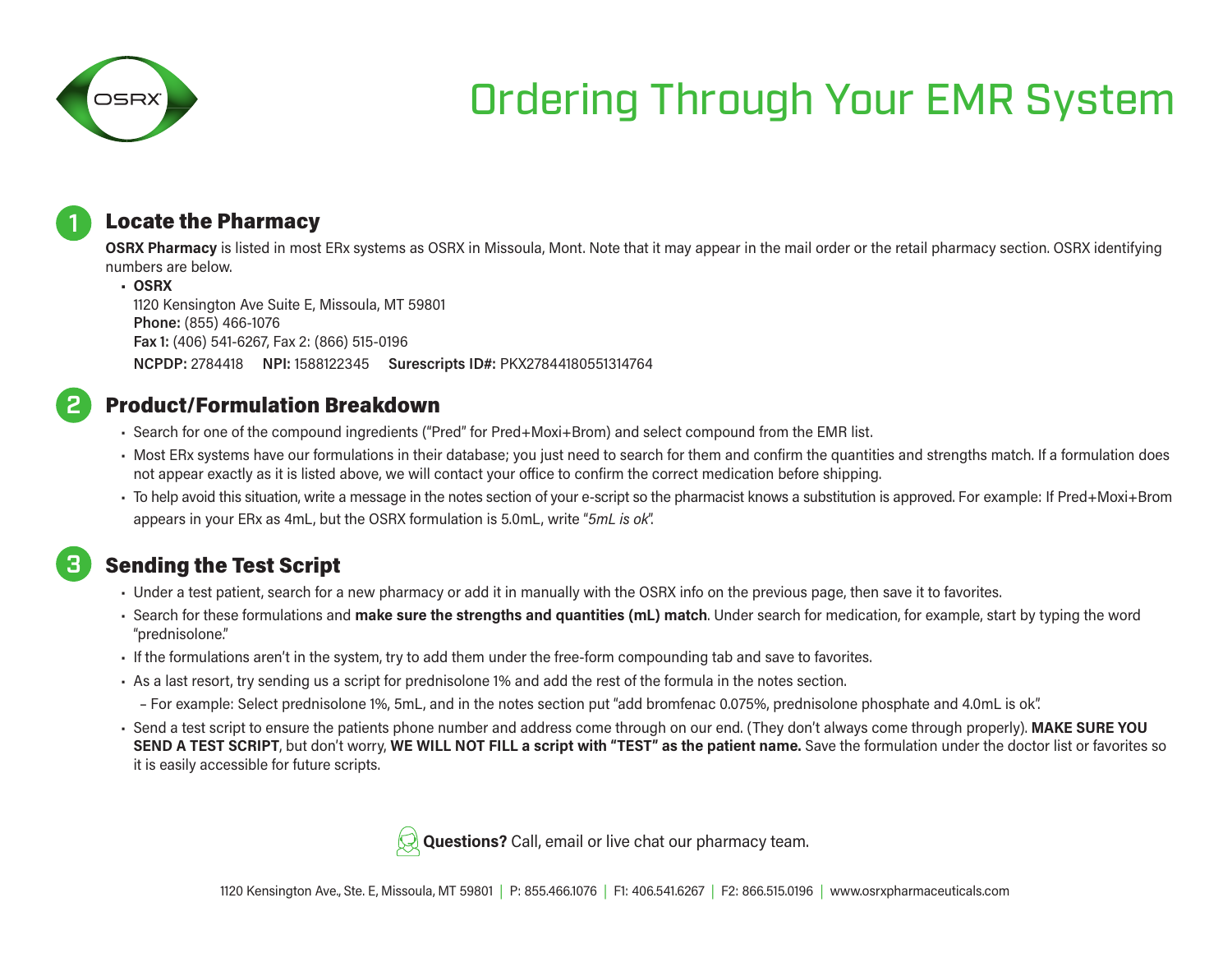# Ordering Through Your EMR System

## 1 Locate the Pharmacy

**OSRX Pharmacy** is listed in most ERx systems as OSRX in Missoula, Mont. Note that it may appear in the mail order or the retail pharmacy section. OSRX identifying numbers are below.

- **OSRX**
  1120 Kensington Ave Suite E, Missoula, MT 59801
  **Phone:** (855) 466-1076
  **Fax 1:** (406) 541-6267, Fax 2: (866) 515-0196
  **NCPDP:** 2784418 **NPI:** 1588122345 **Surescripts ID#:** PKX27844180551314764

## 2 Product/Formulation Breakdown

- Search for one of the compound ingredients ("Pred" for Pred+Moxi+Brom) and select compound from the EMR list.
- Most ERx systems have our formulations in their database; you just need to search for them and confirm the quantities and strengths match. If a formulation does not appear exactly as it is listed above, we will contact your office to confirm the correct medication before shipping.
- To help avoid this situation, write a message in the notes section of your e-script so the pharmacist knows a substitution is approved. For example: If Pred+Moxi+Brom appears in your ERx as 4mL, but the OSRX formulation is 5.0mL, write "*5mL is ok*".

## 3 Sending the Test Script

- Under a test patient, search for a new pharmacy or add it in manually with the OSRX info on the previous page, then save it to favorites.
- Search for these formulations and **make sure the strengths and quantities (mL) match**. Under search for medication, for example, start by typing the word "prednisolone."
- If the formulations aren't in the system, try to add them under the free-form compounding tab and save to favorites.
- As a last resort, try sending us a script for prednisolone 1% and add the rest of the formula in the notes section.
  - For example: Select prednisolone 1%, 5mL, and in the notes section put "add bromfenac 0.075%, prednisolone phosphate and 4.0mL is ok".
- Send a test script to ensure the patients phone number and address come through on our end. (They don't always come through properly). **MAKE SURE YOU SEND A TEST SCRIPT**, but don't worry, **WE WILL NOT FILL a script with "TEST" as the patient name.** Save the formulation under the doctor list or favorites so it is easily accessible for future scripts.

**Questions?** Call, email or live chat our pharmacy team.

1120 Kensington Ave., Ste. E, Missoula, MT 59801 | P: 855.466.1076 | F1: 406.541.6267 | F2: 866.515.0196 | www.osrxpharmaceuticals.com